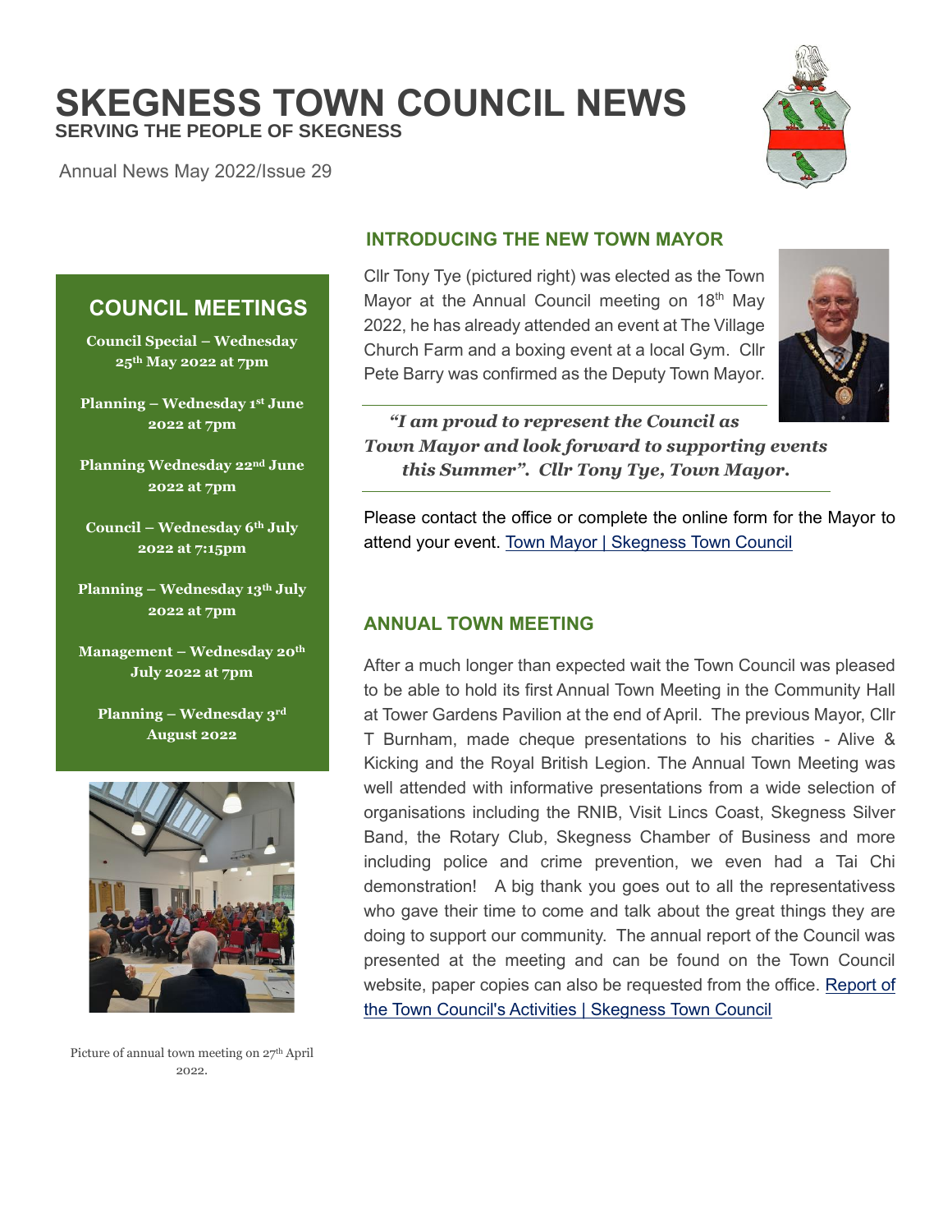# SKEGNESS TOWN COUNCIL NEWS

**SERVING THE PEOPLE OF SKEGNESS**

Annual News May 2022/Issue 29

## INTRODUCING THE NEW TOWN MAYOR

Cllr Tony Tye (pictured right) was elected as the Town Mayor at the Annual Council meeting on 18th May 2022, he has already attended an event at The Village Church Farm and a boxing event at a local Gym. Cllr Pete Barry was confirmed as the Deputy Town Mayor.

***"I am proud to represent the Council as Town Mayor and look forward to supporting events this Summer". Cllr Tony Tye, Town Mayor.***

Please contact the office or complete the online form for the Mayor to attend your event. [Town Mayor | Skegness Town Council]

## COUNCIL MEETINGS

**Council Special – Wednesday 25th May 2022 at 7pm**

**Planning – Wednesday 1st June 2022 at 7pm**

**Planning Wednesday 22nd June 2022 at 7pm**

**Council – Wednesday 6th July 2022 at 7:15pm**

**Planning – Wednesday 13th July 2022 at 7pm**

**Management – Wednesday 20th July 2022 at 7pm**

**Planning – Wednesday 3rd August 2022**

Picture of annual town meeting on 27th April 2022.

## ANNUAL TOWN MEETING

After a much longer than expected wait the Town Council was pleased to be able to hold its first Annual Town Meeting in the Community Hall at Tower Gardens Pavilion at the end of April. The previous Mayor, Cllr T Burnham, made cheque presentations to his charities - Alive & Kicking and the Royal British Legion. The Annual Town Meeting was well attended with informative presentations from a wide selection of organisations including the RNIB, Visit Lincs Coast, Skegness Silver Band, the Rotary Club, Skegness Chamber of Business and more including police and crime prevention, we even had a Tai Chi demonstration! A big thank you goes out to all the representativess who gave their time to come and talk about the great things they are doing to support our community. The annual report of the Council was presented at the meeting and can be found on the Town Council website, paper copies can also be requested from the office. [Report of the Town Council's Activities | Skegness Town Council]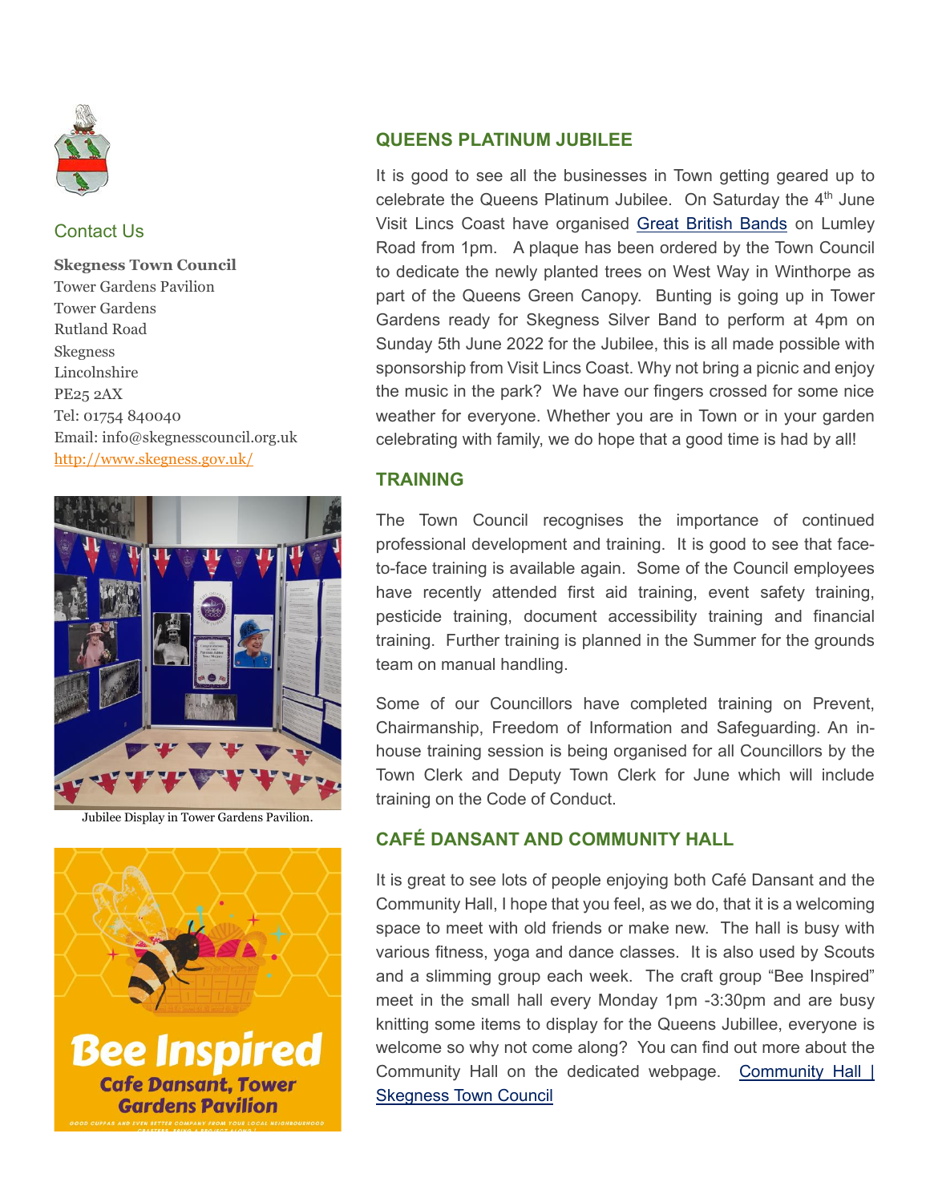Contact Us

**Skegness Town Council**
Tower Gardens Pavilion
Tower Gardens
Rutland Road
Skegness
Lincolnshire
PE25 2AX
Tel: 01754 840040
Email: info@skegnesscouncil.org.uk
http://www.skegness.gov.uk/

Jubilee Display in Tower Gardens Pavilion.

## QUEENS PLATINUM JUBILEE

It is good to see all the businesses in Town getting geared up to celebrate the Queens Platinum Jubilee. On Saturday the 4th June Visit Lincs Coast have organised Great British Bands on Lumley Road from 1pm. A plaque has been ordered by the Town Council to dedicate the newly planted trees on West Way in Winthorpe as part of the Queens Green Canopy. Bunting is going up in Tower Gardens ready for Skegness Silver Band to perform at 4pm on Sunday 5th June 2022 for the Jubilee, this is all made possible with sponsorship from Visit Lincs Coast. Why not bring a picnic and enjoy the music in the park? We have our fingers crossed for some nice weather for everyone. Whether you are in Town or in your garden celebrating with family, we do hope that a good time is had by all!

## TRAINING

The Town Council recognises the importance of continued professional development and training. It is good to see that face-to-face training is available again. Some of the Council employees have recently attended first aid training, event safety training, pesticide training, document accessibility training and financial training. Further training is planned in the Summer for the grounds team on manual handling.

Some of our Councillors have completed training on Prevent, Chairmanship, Freedom of Information and Safeguarding. An in-house training session is being organised for all Councillors by the Town Clerk and Deputy Town Clerk for June which will include training on the Code of Conduct.

## CAFÉ DANSANT AND COMMUNITY HALL

It is great to see lots of people enjoying both Café Dansant and the Community Hall, I hope that you feel, as we do, that it is a welcoming space to meet with old friends or make new. The hall is busy with various fitness, yoga and dance classes. It is also used by Scouts and a slimming group each week. The craft group "Bee Inspired" meet in the small hall every Monday 1pm -3:30pm and are busy knitting some items to display for the Queens Jubillee, everyone is welcome so why not come along? You can find out more about the Community Hall on the dedicated webpage. Community Hall | Skegness Town Council